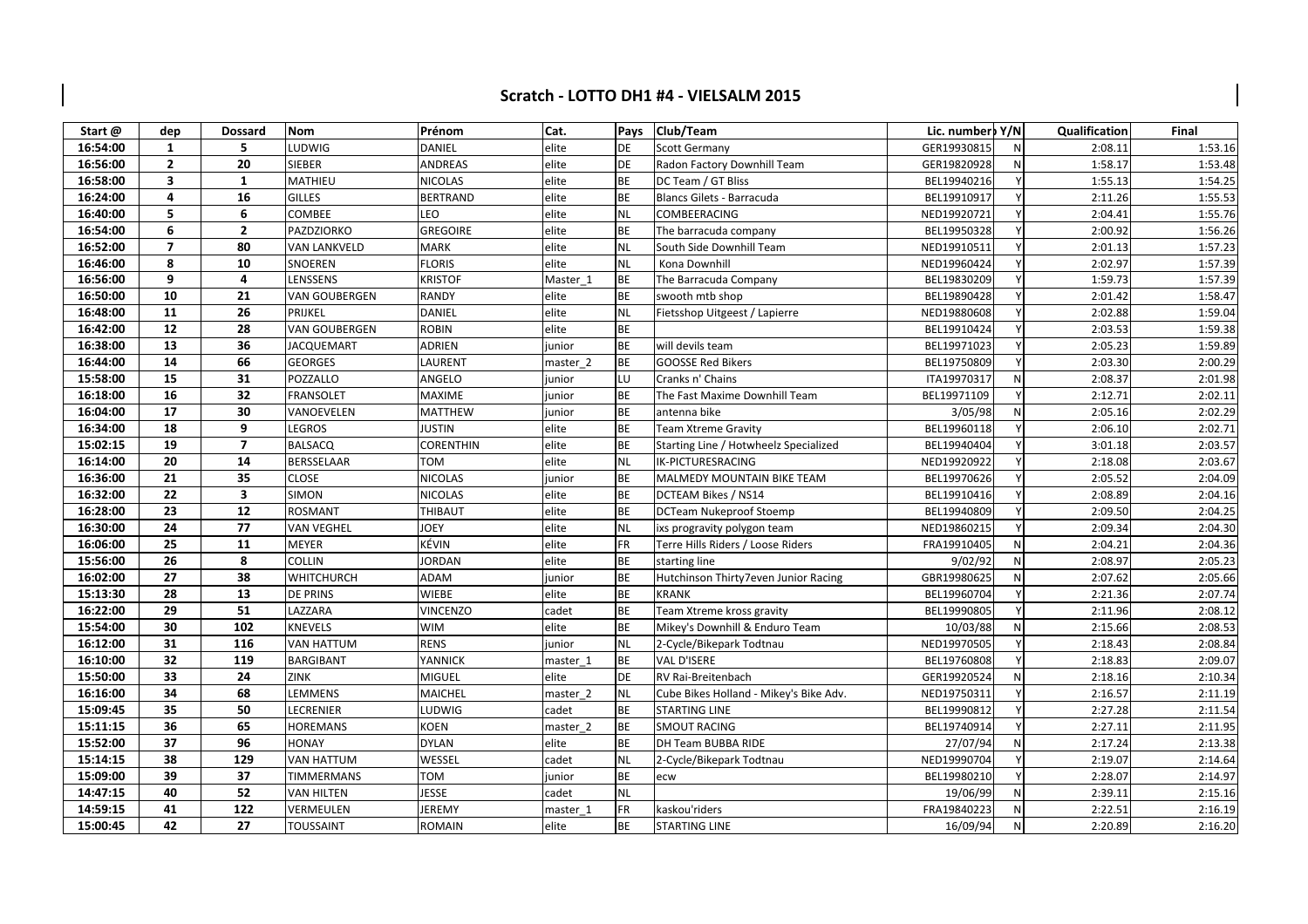# Scratch - LOTTO DH1 #4 - VIELSALM 2015

| Start @ | dep | Dossard | Nom | Prénom | Cat. | Pays | Club/Team | Lic. number | Y/N | Qualification | Final |
|---|---|---|---|---|---|---|---|---|---|---|---|
| 16:54:00 | 1 | 5 | LUDWIG | DANIEL | elite | DE | Scott Germany | GER19930815 | N | 2:08.11 | 1:53.16 |
| 16:56:00 | 2 | 20 | SIEBER | ANDREAS | elite | DE | Radon Factory Downhill Team | GER19820928 | N | 1:58.17 | 1:53.48 |
| 16:58:00 | 3 | 1 | MATHIEU | NICOLAS | elite | BE | DC Team / GT Bliss | BEL19940216 | Y | 1:55.13 | 1:54.25 |
| 16:24:00 | 4 | 16 | GILLES | BERTRAND | elite | BE | Blancs Gilets - Barracuda | BEL19910917 | Y | 2:11.26 | 1:55.53 |
| 16:40:00 | 5 | 6 | COMBEE | LEO | elite | NL | COMBEERACING | NED19920721 | Y | 2:04.41 | 1:55.76 |
| 16:54:00 | 6 | 2 | PAZDZIORKO | GREGOIRE | elite | BE | The barracuda company | BEL19950328 | Y | 2:00.92 | 1:56.26 |
| 16:52:00 | 7 | 80 | VAN LANKVELD | MARK | elite | NL | South Side Downhill Team | NED19910511 | Y | 2:01.13 | 1:57.23 |
| 16:46:00 | 8 | 10 | SNOEREN | FLORIS | elite | NL | Kona Downhill | NED19960424 | Y | 2:02.97 | 1:57.39 |
| 16:56:00 | 9 | 4 | LENSSENS | KRISTOF | Master_1 | BE | The Barracuda Company | BEL19830209 | Y | 1:59.73 | 1:57.39 |
| 16:50:00 | 10 | 21 | VAN GOUBERGEN | RANDY | elite | BE | swooth mtb shop | BEL19890428 | Y | 2:01.42 | 1:58.47 |
| 16:48:00 | 11 | 26 | PRIJKEL | DANIEL | elite | NL | Fietsshop Uitgeest / Lapierre | NED19880608 | Y | 2:02.88 | 1:59.04 |
| 16:42:00 | 12 | 28 | VAN GOUBERGEN | ROBIN | elite | BE | | BEL19910424 | Y | 2:03.53 | 1:59.38 |
| 16:38:00 | 13 | 36 | JACQUEMART | ADRIEN | junior | BE | will devils team | BEL19971023 | Y | 2:05.23 | 1:59.89 |
| 16:44:00 | 14 | 66 | GEORGES | LAURENT | master_2 | BE | GOOSSE Red Bikers | BEL19750809 | Y | 2:03.30 | 2:00.29 |
| 15:58:00 | 15 | 31 | POZZALLO | ANGELO | junior | LU | Cranks n' Chains | ITA19970317 | N | 2:08.37 | 2:01.98 |
| 16:18:00 | 16 | 32 | FRANSOLET | MAXIME | junior | BE | The Fast Maxime Downhill Team | BEL19971109 | Y | 2:12.71 | 2:02.11 |
| 16:04:00 | 17 | 30 | VANOEVELEN | MATTHEW | junior | BE | antenna bike | 3/05/98 | N | 2:05.16 | 2:02.29 |
| 16:34:00 | 18 | 9 | LEGROS | JUSTIN | elite | BE | Team Xtreme Gravity | BEL19960118 | Y | 2:06.10 | 2:02.71 |
| 15:02:15 | 19 | 7 | BALSACQ | CORENTHIN | elite | BE | Starting Line / Hotwheelz Specialized | BEL19940404 | Y | 3:01.18 | 2:03.57 |
| 16:14:00 | 20 | 14 | BERSSELAAR | TOM | elite | NL | IK-PICTURESRACING | NED19920922 | Y | 2:18.08 | 2:03.67 |
| 16:36:00 | 21 | 35 | CLOSE | NICOLAS | junior | BE | MALMEDY MOUNTAIN BIKE TEAM | BEL19970626 | Y | 2:05.52 | 2:04.09 |
| 16:32:00 | 22 | 3 | SIMON | NICOLAS | elite | BE | DCTEAM Bikes / NS14 | BEL19910416 | Y | 2:08.89 | 2:04.16 |
| 16:28:00 | 23 | 12 | ROSMANT | THIBAUT | elite | BE | DCTeam Nukeproof Stoemp | BEL19940809 | Y | 2:09.50 | 2:04.25 |
| 16:30:00 | 24 | 77 | VAN VEGHEL | JOEY | elite | NL | ixs progravity polygon team | NED19860215 | Y | 2:09.34 | 2:04.30 |
| 16:06:00 | 25 | 11 | MEYER | KÉVIN | elite | FR | Terre Hills Riders / Loose Riders | FRA19910405 | N | 2:04.21 | 2:04.36 |
| 15:56:00 | 26 | 8 | COLLIN | JORDAN | elite | BE | starting line | 9/02/92 | N | 2:08.97 | 2:05.23 |
| 16:02:00 | 27 | 38 | WHITCHURCH | ADAM | junior | BE | Hutchinson Thirty7even Junior Racing | GBR19980625 | N | 2:07.62 | 2:05.66 |
| 15:13:30 | 28 | 13 | DE PRINS | WIEBE | elite | BE | KRANK | BEL19960704 | Y | 2:21.36 | 2:07.74 |
| 16:22:00 | 29 | 51 | LAZZARA | VINCENZO | cadet | BE | Team Xtreme kross gravity | BEL19990805 | Y | 2:11.96 | 2:08.12 |
| 15:54:00 | 30 | 102 | KNEVELS | WIM | elite | BE | Mikey's Downhill & Enduro Team | 10/03/88 | N | 2:15.66 | 2:08.53 |
| 16:12:00 | 31 | 116 | VAN HATTUM | RENS | junior | NL | 2-Cycle/Bikepark Todtnau | NED19970505 | Y | 2:18.43 | 2:08.84 |
| 16:10:00 | 32 | 119 | BARGIBANT | YANNICK | master_1 | BE | VAL D'ISERE | BEL19760808 | Y | 2:18.83 | 2:09.07 |
| 15:50:00 | 33 | 24 | ZINK | MIGUEL | elite | DE | RV Rai-Breitenbach | GER19920524 | N | 2:18.16 | 2:10.34 |
| 16:16:00 | 34 | 68 | LEMMENS | MAICHEL | master_2 | NL | Cube Bikes Holland - Mikey's Bike Adv. | NED19750311 | Y | 2:16.57 | 2:11.19 |
| 15:09:45 | 35 | 50 | LECRENIER | LUDWIG | cadet | BE | STARTING LINE | BEL19990812 | Y | 2:27.28 | 2:11.54 |
| 15:11:15 | 36 | 65 | HOREMANS | KOEN | master_2 | BE | SMOUT RACING | BEL19740914 | Y | 2:27.11 | 2:11.95 |
| 15:52:00 | 37 | 96 | HONAY | DYLAN | elite | BE | DH Team BUBBA RIDE | 27/07/94 | N | 2:17.24 | 2:13.38 |
| 15:14:15 | 38 | 129 | VAN HATTUM | WESSEL | cadet | NL | 2-Cycle/Bikepark Todtnau | NED19990704 | Y | 2:19.07 | 2:14.64 |
| 15:09:00 | 39 | 37 | TIMMERMANS | TOM | junior | BE | ecw | BEL19980210 | Y | 2:28.07 | 2:14.97 |
| 14:47:15 | 40 | 52 | VAN HILTEN | JESSE | cadet | NL | | 19/06/99 | N | 2:39.11 | 2:15.16 |
| 14:59:15 | 41 | 122 | VERMEULEN | JEREMY | master_1 | FR | kaskou'riders | FRA19840223 | N | 2:22.51 | 2:16.19 |
| 15:00:45 | 42 | 27 | TOUSSAINT | ROMAIN | elite | BE | STARTING LINE | 16/09/94 | N | 2:20.89 | 2:16.20 |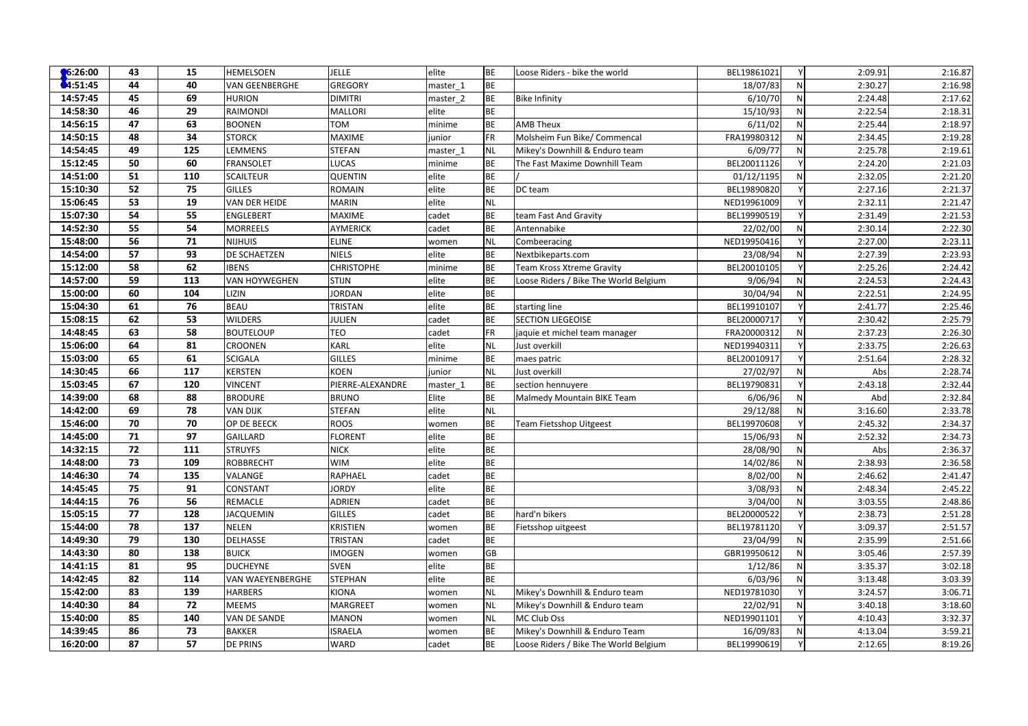| | | | | | | | | | | | |
|---|---|---|---|---|---|---|---|---|---|---|---|
| 16:26:00 | 43 | 15 | HEMELSOEN | JELLE | elite | BE | Loose Riders - bike the world | BEL19861021 | Y | 2:09.91 | 2:16.87 |
| 14:51:45 | 44 | 40 | VAN GEENBERGHE | GREGORY | master_1 | BE | | 18/07/83 | N | 2:30.27 | 2:16.98 |
| 14:57:45 | 45 | 69 | HURION | DIMITRI | master_2 | BE | Bike Infinity | 6/10/70 | N | 2:24.48 | 2:17.62 |
| 14:58:30 | 46 | 29 | RAIMONDI | MALLORI | elite | BE | | 15/10/93 | N | 2:22.54 | 2:18.31 |
| 14:56:15 | 47 | 63 | BOONEN | TOM | minime | BE | AMB Theux | 6/11/02 | N | 2:25.44 | 2:18.97 |
| 14:50:15 | 48 | 34 | STORCK | MAXIME | junior | FR | Molsheim Fun Bike/ Commencal | FRA19980312 | N | 2:34.45 | 2:19.28 |
| 14:54:45 | 49 | 125 | LEMMENS | STEFAN | master_1 | NL | Mikey's Downhill & Enduro team | 6/09/77 | N | 2:25.78 | 2:19.61 |
| 15:12:45 | 50 | 60 | FRANSOLET | LUCAS | minime | BE | The Fast Maxime Downhill Team | BEL20011126 | Y | 2:24.20 | 2:21.03 |
| 14:51:00 | 51 | 110 | SCAILTEUR | QUENTIN | elite | BE | / | 01/12/1195 | N | 2:32.05 | 2:21.20 |
| 15:10:30 | 52 | 75 | GILLES | ROMAIN | elite | BE | DC team | BEL19890820 | Y | 2:27.16 | 2:21.37 |
| 15:06:45 | 53 | 19 | VAN DER HEIDE | MARIN | elite | NL | | NED19961009 | Y | 2:32.11 | 2:21.47 |
| 15:07:30 | 54 | 55 | ENGLEBERT | MAXIME | cadet | BE | team Fast And Gravity | BEL19990519 | Y | 2:31.49 | 2:21.53 |
| 14:52:30 | 55 | 54 | MORREELS | AYMERICK | cadet | BE | Antennabike | 22/02/00 | N | 2:30.14 | 2:22.30 |
| 15:48:00 | 56 | 71 | NIJHUIS | ELINE | women | NL | Combeeracing | NED19950416 | Y | 2:27.00 | 2:23.11 |
| 14:54:00 | 57 | 93 | DE SCHAETZEN | NIELS | elite | BE | Nextbikeparts.com | 23/08/94 | N | 2:27.39 | 2:23.93 |
| 15:12:00 | 58 | 62 | IBENS | CHRISTOPHE | minime | BE | Team Kross Xtreme Gravity | BEL20010105 | Y | 2:25.26 | 2:24.42 |
| 14:57:00 | 59 | 113 | VAN HOYWEGHEN | STIJN | elite | BE | Loose Riders / Bike The World Belgium | 9/06/94 | N | 2:24.53 | 2:24.43 |
| 15:00:00 | 60 | 104 | LIZIN | JORDAN | elite | BE | | 30/04/94 | N | 2:22.51 | 2:24.95 |
| 15:04:30 | 61 | 76 | BEAU | TRISTAN | elite | BE | starting line | BEL19910107 | Y | 2:41.77 | 2:25.46 |
| 15:08:15 | 62 | 53 | WILDERS | JULIEN | cadet | BE | SECTION LIEGEOISE | BEL20000717 | Y | 2:30.42 | 2:25.79 |
| 14:48:45 | 63 | 58 | BOUTELOUP | TEO | cadet | FR | jaquie et michel team manager | FRA20000312 | N | 2:37.23 | 2:26.30 |
| 15:06:00 | 64 | 81 | CROONEN | KARL | elite | NL | Just overkill | NED19940311 | Y | 2:33.75 | 2:26.63 |
| 15:03:00 | 65 | 61 | SCIGALA | GILLES | minime | BE | maes patric | BEL20010917 | Y | 2:51.64 | 2:28.32 |
| 14:30:45 | 66 | 117 | KERSTEN | KOEN | junior | NL | Just overkill | 27/02/97 | N | Abs | 2:28.74 |
| 15:03:45 | 67 | 120 | VINCENT | PIERRE-ALEXANDRE | master_1 | BE | section hennuyere | BEL19790831 | Y | 2:43.18 | 2:32.44 |
| 14:39:00 | 68 | 88 | BRODURE | BRUNO | Elite | BE | Malmedy Mountain BIKE Team | 6/06/96 | N | Abd | 2:32.84 |
| 14:42:00 | 69 | 78 | VAN DIJK | STEFAN | elite | NL | | 29/12/88 | N | 3:16.60 | 2:33.78 |
| 15:46:00 | 70 | 70 | OP DE BEECK | ROOS | women | BE | Team Fietsshop Uitgeest | BEL19970608 | Y | 2:45.32 | 2:34.37 |
| 14:45:00 | 71 | 97 | GAILLARD | FLORENT | elite | BE | | 15/06/93 | N | 2:52.32 | 2:34.73 |
| 14:32:15 | 72 | 111 | STRUYFS | NICK | elite | BE | | 28/08/90 | N | Abs | 2:36.37 |
| 14:48:00 | 73 | 109 | ROBBRECHT | WIM | elite | BE | | 14/02/86 | N | 2:38.93 | 2:36.58 |
| 14:46:30 | 74 | 135 | VALANGE | RAPHAEL | cadet | BE | | 8/02/00 | N | 2:46.62 | 2:41.47 |
| 14:45:45 | 75 | 91 | CONSTANT | JORDY | elite | BE | | 3/08/93 | N | 2:48.34 | 2:45.22 |
| 14:44:15 | 76 | 56 | REMACLE | ADRIEN | cadet | BE | | 3/04/00 | N | 3:03.55 | 2:48.86 |
| 15:05:15 | 77 | 128 | JACQUEMIN | GILLES | cadet | BE | hard'n bikers | BEL20000522 | Y | 2:38.73 | 2:51.28 |
| 15:44:00 | 78 | 137 | NELEN | KRISTIEN | women | BE | Fietsshop uitgeest | BEL19781120 | Y | 3:09.37 | 2:51.57 |
| 14:49:30 | 79 | 130 | DELHASSE | TRISTAN | cadet | BE | | 23/04/99 | N | 2:35.99 | 2:51.66 |
| 14:43:30 | 80 | 138 | BUICK | IMOGEN | women | GB | | GBR19950612 | N | 3:05.46 | 2:57.39 |
| 14:41:15 | 81 | 95 | DUCHEYNE | SVEN | elite | BE | | 1/12/86 | N | 3:35.37 | 3:02.18 |
| 14:42:45 | 82 | 114 | VAN WAEYENBERGHE | STEPHAN | elite | BE | | 6/03/96 | N | 3:13.48 | 3:03.39 |
| 15:42:00 | 83 | 139 | HARBERS | KIONA | women | NL | Mikey's Downhill & Enduro team | NED19781030 | Y | 3:24.57 | 3:06.71 |
| 14:40:30 | 84 | 72 | MEEMS | MARGREET | women | NL | Mikey's Downhill & Enduro team | 22/02/91 | N | 3:40.18 | 3:18.60 |
| 15:40:00 | 85 | 140 | VAN DE SANDE | MANON | women | NL | MC Club Oss | NED19901101 | Y | 4:10.43 | 3:32.37 |
| 14:39:45 | 86 | 73 | BAKKER | ISRAELA | women | BE | Mikey's Downhill & Enduro Team | 16/09/83 | N | 4:13.04 | 3:59.21 |
| 16:20:00 | 87 | 57 | DE PRINS | WARD | cadet | BE | Loose Riders / Bike The World Belgium | BEL19990619 | Y | 2:12.65 | 8:19.26 |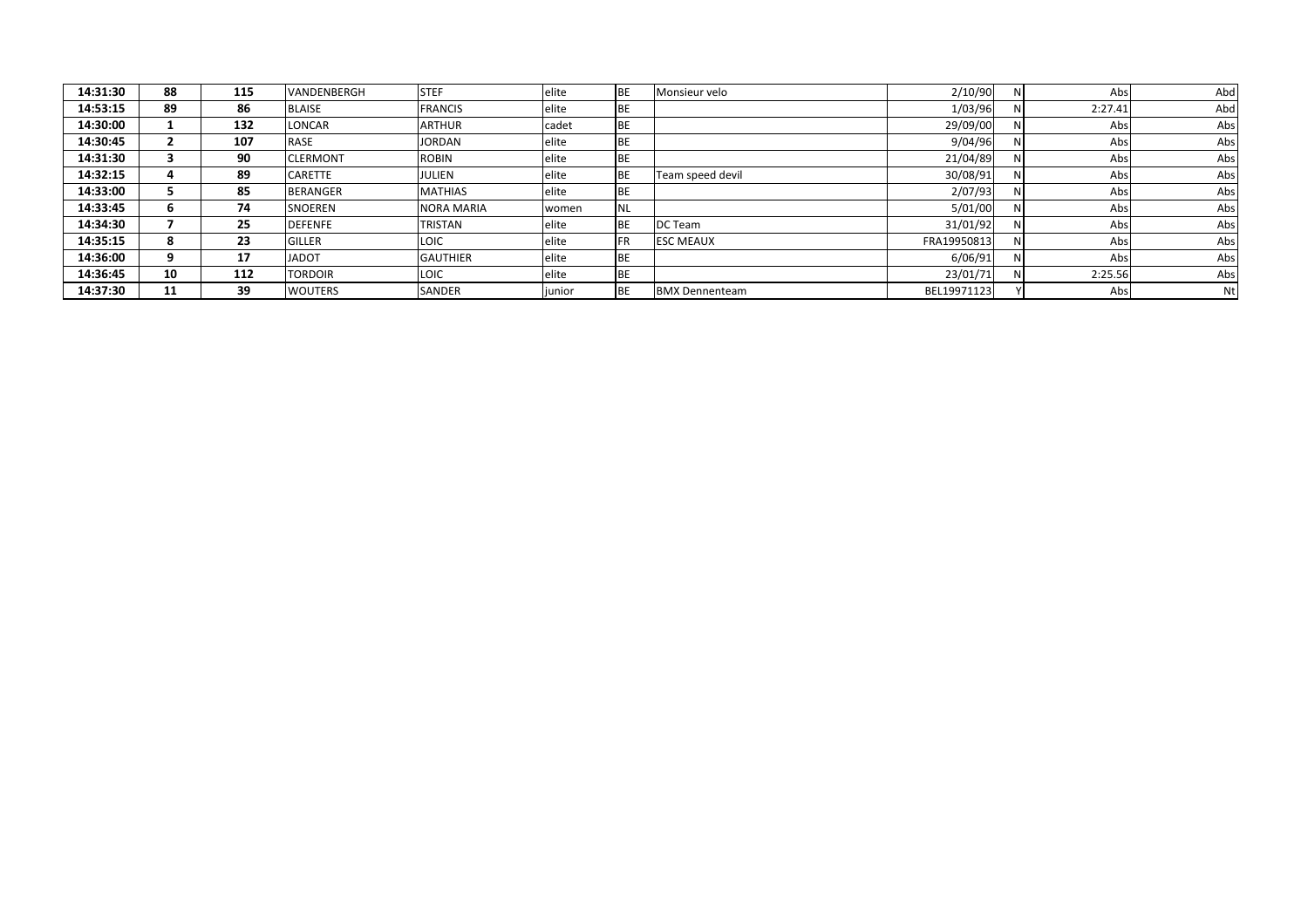| | | | | | | | | | | | |
|---|---|---|---|---|---|---|---|---|---|---|---|
| **14:31:30** | **88** | **115** | VANDENBERGH | STEF | elite | BE | Monsieur velo | 2/10/90 | N | Abs | Abd |
| **14:53:15** | **89** | **86** | BLAISE | FRANCIS | elite | BE | | 1/03/96 | N | 2:27.41 | Abd |
| **14:30:00** | **1** | **132** | LONCAR | ARTHUR | cadet | BE | | 29/09/00 | N | Abs | Abs |
| **14:30:45** | **2** | **107** | RASE | JORDAN | elite | BE | | 9/04/96 | N | Abs | Abs |
| **14:31:30** | **3** | **90** | CLERMONT | ROBIN | elite | BE | | 21/04/89 | N | Abs | Abs |
| **14:32:15** | **4** | **89** | CARETTE | JULIEN | elite | BE | Team speed devil | 30/08/91 | N | Abs | Abs |
| **14:33:00** | **5** | **85** | BERANGER | MATHIAS | elite | BE | | 2/07/93 | N | Abs | Abs |
| **14:33:45** | **6** | **74** | SNOEREN | NORA MARIA | women | NL | | 5/01/00 | N | Abs | Abs |
| **14:34:30** | **7** | **25** | DEFENFE | TRISTAN | elite | BE | DC Team | 31/01/92 | N | Abs | Abs |
| **14:35:15** | **8** | **23** | GILLER | LOIC | elite | FR | ESC MEAUX | FRA19950813 | N | Abs | Abs |
| **14:36:00** | **9** | **17** | JADOT | GAUTHIER | elite | BE | | 6/06/91 | N | Abs | Abs |
| **14:36:45** | **10** | **112** | TORDOIR | LOIC | elite | BE | | 23/01/71 | N | 2:25.56 | Abs |
| **14:37:30** | **11** | **39** | WOUTERS | SANDER | junior | BE | BMX Dennenteam | BEL19971123 | Y | Abs | Nt |